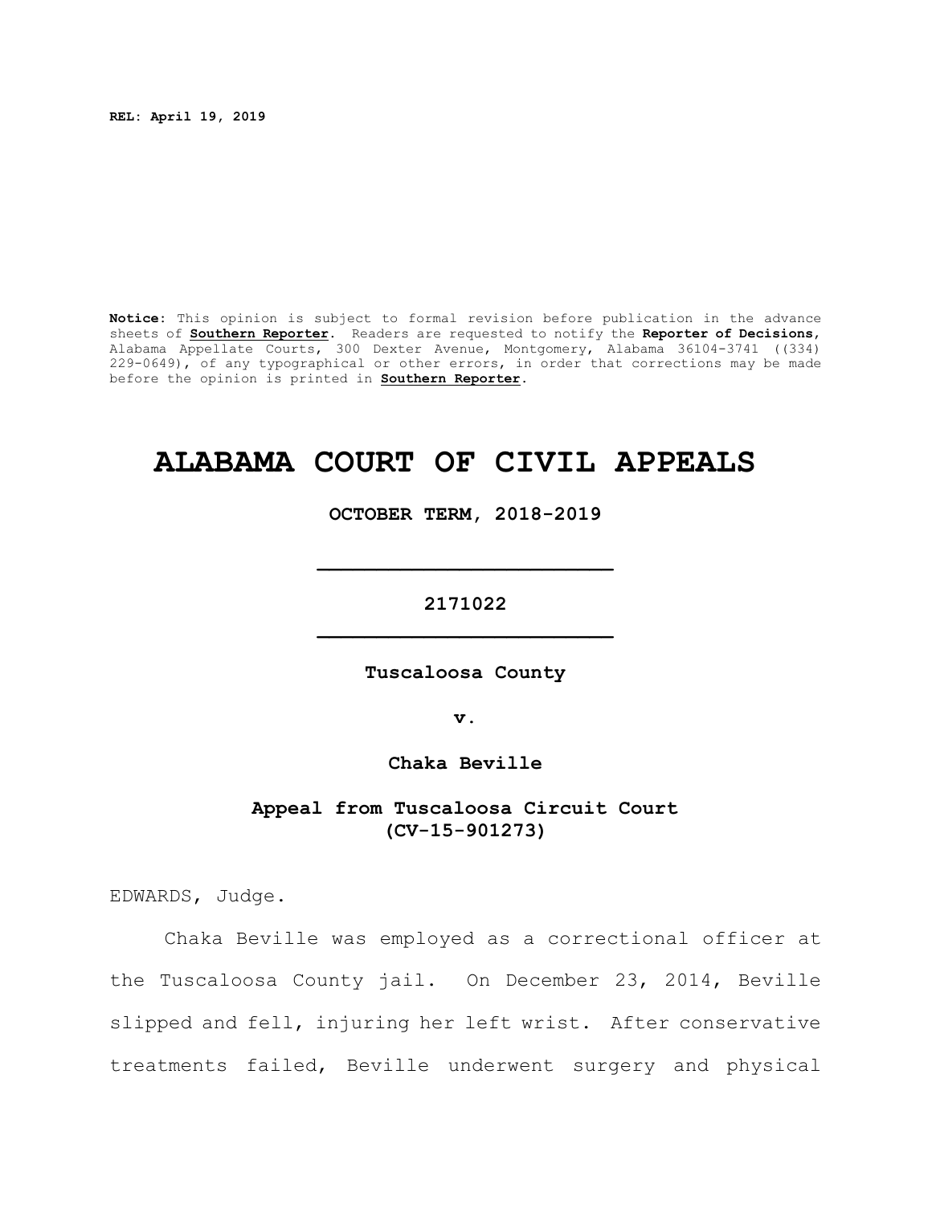**REL: April 19, 2019**

**Notice:** This opinion is subject to formal revision before publication in the advance sheets of **Southern Reporter**. Readers are requested to notify the **Reporter of Decisions**, Alabama Appellate Courts, 300 Dexter Avenue, Montgomery, Alabama 36104-3741 ((334) 229-0649), of any typographical or other errors, in order that corrections may be made before the opinion is printed in **Southern Reporter**.

# ALABAMA COURT OF CIVIL APPEALS

**OCTOBER TERM, 2018-2019**

---

**2171022**

---

**Tuscaloosa County**

**v.**

**Chaka Beville**

**Appeal from Tuscaloosa Circuit Court (CV-15-901273)**

EDWARDS, Judge.

Chaka Beville was employed as a correctional officer at the Tuscaloosa County jail. On December 23, 2014, Beville slipped and fell, injuring her left wrist. After conservative treatments failed, Beville underwent surgery and physical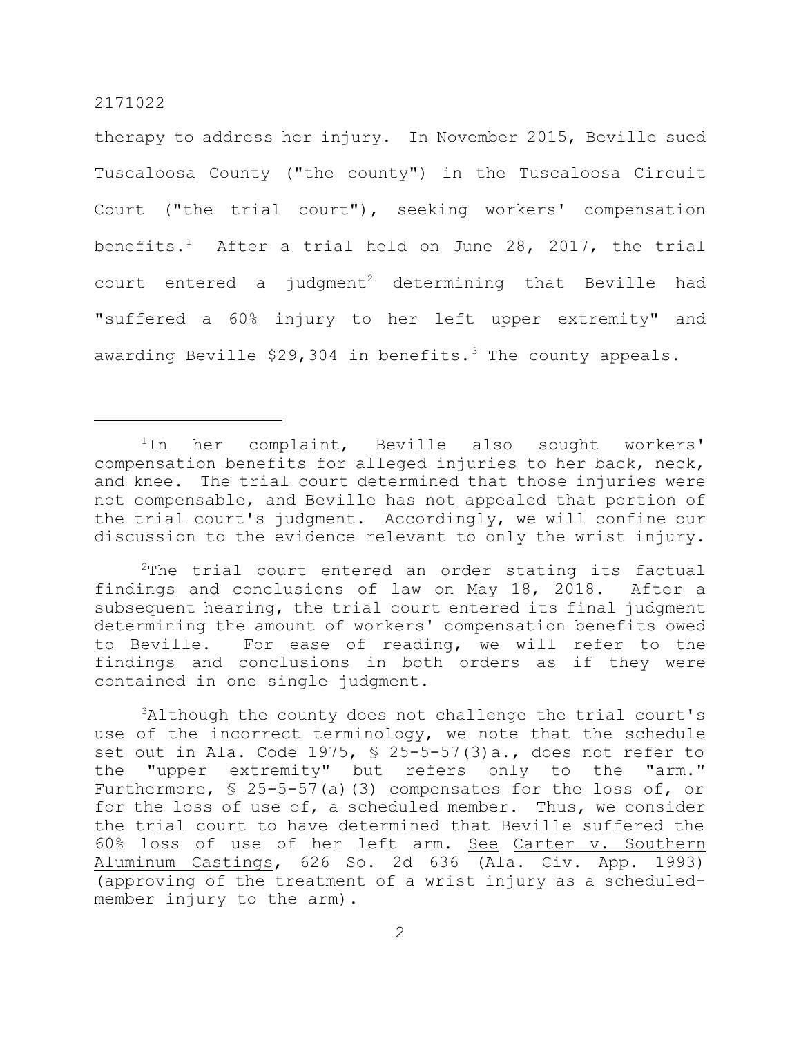therapy to address her injury. In November 2015, Beville sued Tuscaloosa County ("the county") in the Tuscaloosa Circuit Court ("the trial court"), seeking workers' compensation benefits.[1] After a trial held on June 28, 2017, the trial court entered a judgment[2] determining that Beville had "suffered a 60% injury to her left upper extremity" and awarding Beville $29,304 in benefits.[3] The county appeals.

---

[1]In her complaint, Beville also sought workers' compensation benefits for alleged injuries to her back, neck, and knee. The trial court determined that those injuries were not compensable, and Beville has not appealed that portion of the trial court's judgment. Accordingly, we will confine our discussion to the evidence relevant to only the wrist injury.

[2]The trial court entered an order stating its factual findings and conclusions of law on May 18, 2018. After a subsequent hearing, the trial court entered its final judgment determining the amount of workers' compensation benefits owed to Beville. For ease of reading, we will refer to the findings and conclusions in both orders as if they were contained in one single judgment.

[3]Although the county does not challenge the trial court's use of the incorrect terminology, we note that the schedule set out in Ala. Code 1975, § 25-5-57(3)a., does not refer to the "upper extremity" but refers only to the "arm." Furthermore, § 25-5-57(a)(3) compensates for the loss of, or for the loss of use of, a scheduled member. Thus, we consider the trial court to have determined that Beville suffered the 60% loss of use of her left arm. See Carter v. Southern Aluminum Castings, 626 So. 2d 636 (Ala. Civ. App. 1993) (approving of the treatment of a wrist injury as a scheduled-member injury to the arm).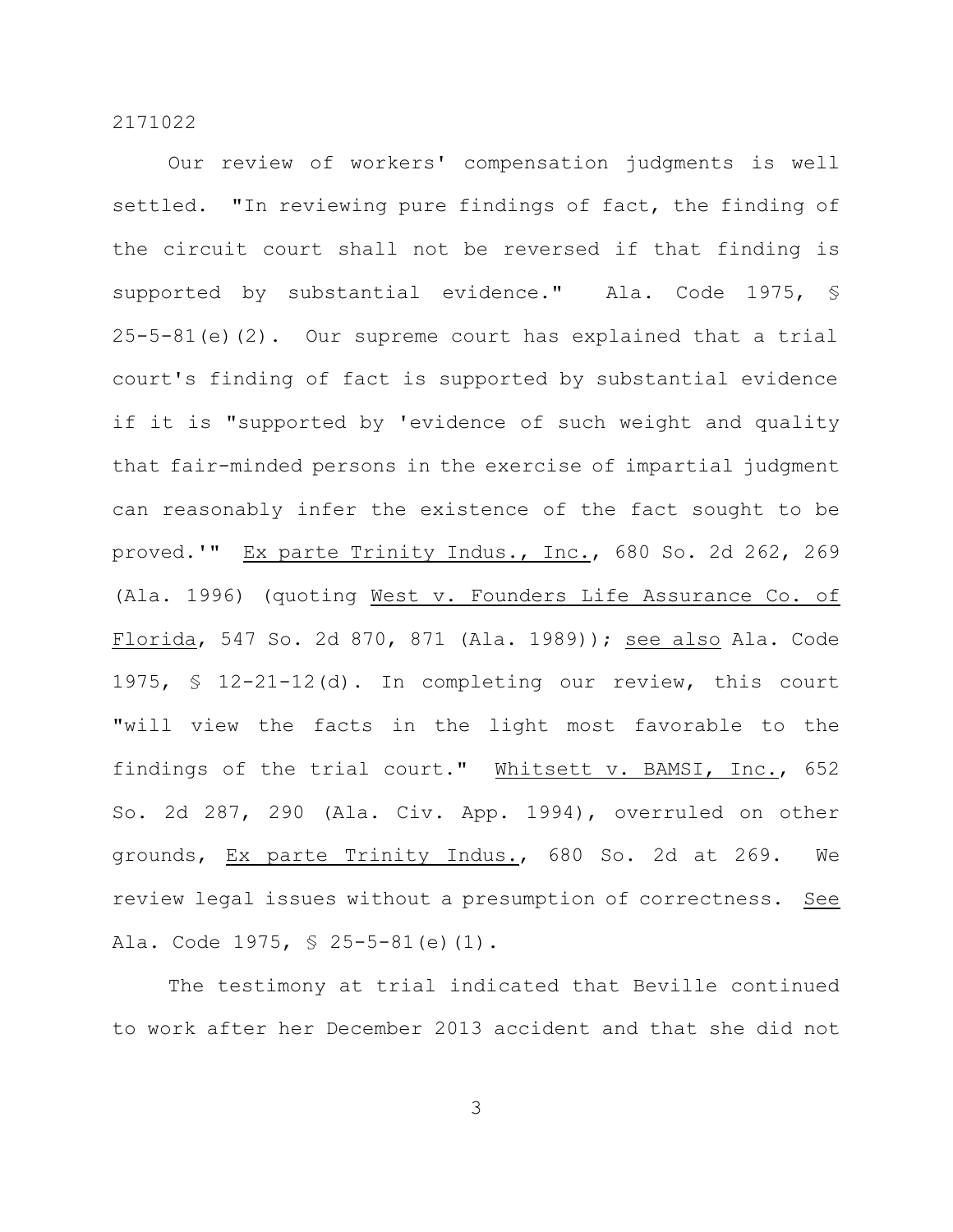Our review of workers' compensation judgments is well settled. "In reviewing pure findings of fact, the finding of the circuit court shall not be reversed if that finding is supported by substantial evidence." Ala. Code 1975, § 25-5-81(e)(2). Our supreme court has explained that a trial court's finding of fact is supported by substantial evidence if it is "supported by 'evidence of such weight and quality that fair-minded persons in the exercise of impartial judgment can reasonably infer the existence of the fact sought to be proved.'" Ex parte Trinity Indus., Inc., 680 So. 2d 262, 269 (Ala. 1996) (quoting West v. Founders Life Assurance Co. of Florida, 547 So. 2d 870, 871 (Ala. 1989)); see also Ala. Code 1975, § 12-21-12(d). In completing our review, this court "will view the facts in the light most favorable to the findings of the trial court." Whitsett v. BAMSI, Inc., 652 So. 2d 287, 290 (Ala. Civ. App. 1994), overruled on other grounds, Ex parte Trinity Indus., 680 So. 2d at 269. We review legal issues without a presumption of correctness. See Ala. Code 1975, § 25-5-81(e)(1).

The testimony at trial indicated that Beville continued to work after her December 2013 accident and that she did not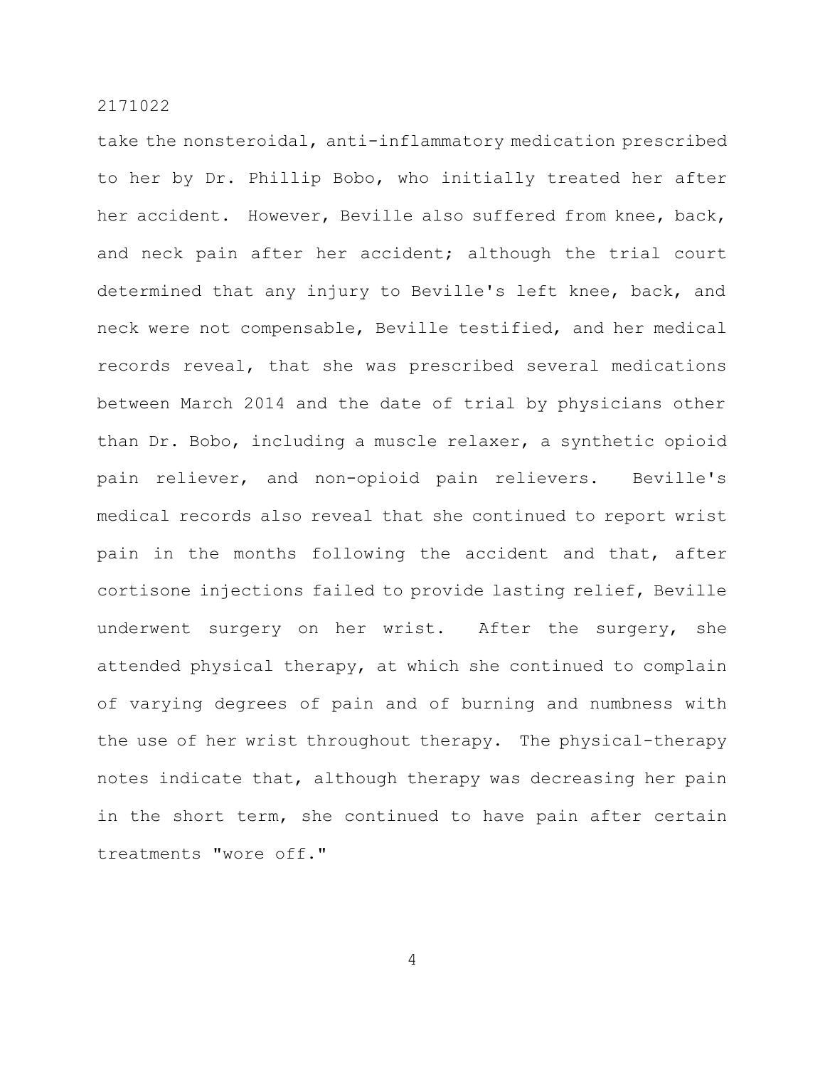take the nonsteroidal, anti-inflammatory medication prescribed to her by Dr. Phillip Bobo, who initially treated her after her accident. However, Beville also suffered from knee, back, and neck pain after her accident; although the trial court determined that any injury to Beville's left knee, back, and neck were not compensable, Beville testified, and her medical records reveal, that she was prescribed several medications between March 2014 and the date of trial by physicians other than Dr. Bobo, including a muscle relaxer, a synthetic opioid pain reliever, and non-opioid pain relievers. Beville's medical records also reveal that she continued to report wrist pain in the months following the accident and that, after cortisone injections failed to provide lasting relief, Beville underwent surgery on her wrist. After the surgery, she attended physical therapy, at which she continued to complain of varying degrees of pain and of burning and numbness with the use of her wrist throughout therapy. The physical-therapy notes indicate that, although therapy was decreasing her pain in the short term, she continued to have pain after certain treatments "wore off."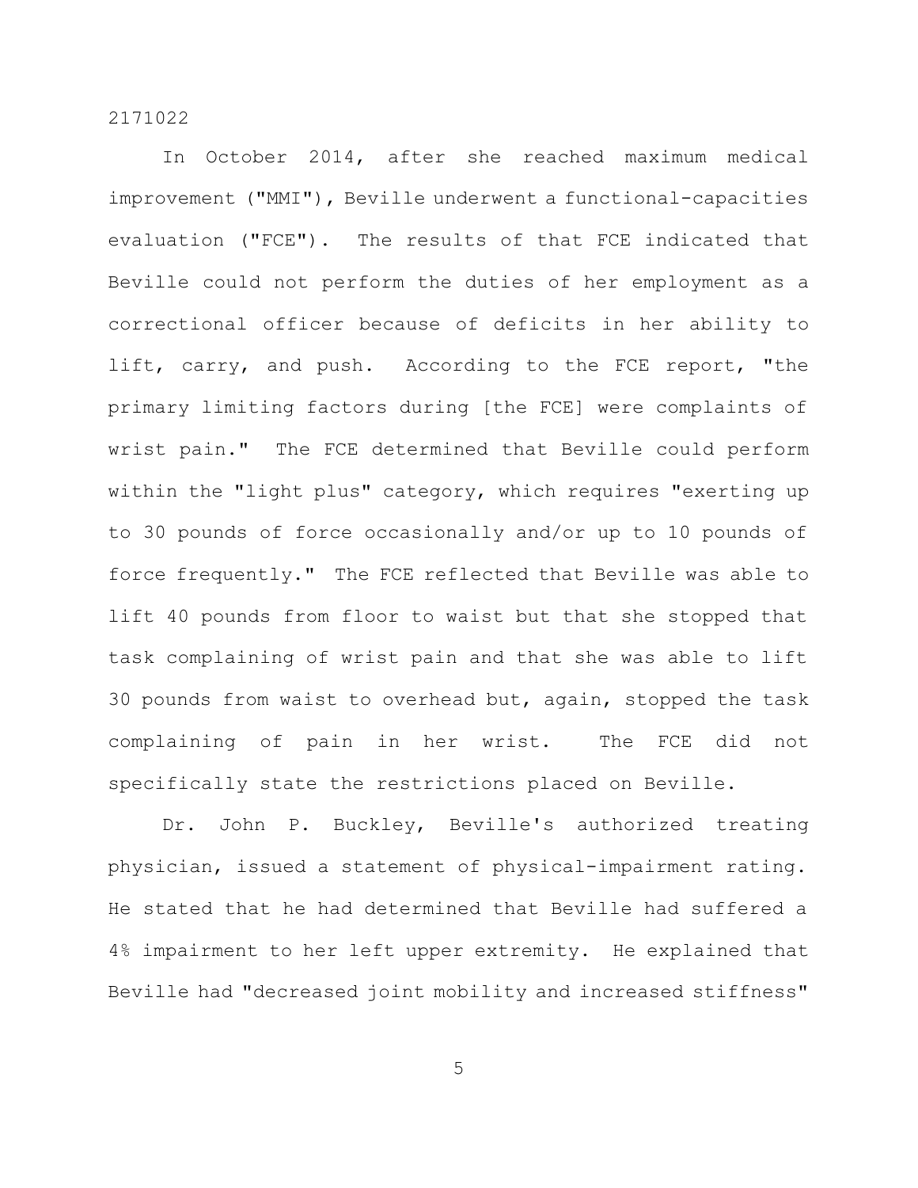In October 2014, after she reached maximum medical improvement ("MMI"), Beville underwent a functional-capacities evaluation ("FCE"). The results of that FCE indicated that Beville could not perform the duties of her employment as a correctional officer because of deficits in her ability to lift, carry, and push. According to the FCE report, "the primary limiting factors during [the FCE] were complaints of wrist pain." The FCE determined that Beville could perform within the "light plus" category, which requires "exerting up to 30 pounds of force occasionally and/or up to 10 pounds of force frequently." The FCE reflected that Beville was able to lift 40 pounds from floor to waist but that she stopped that task complaining of wrist pain and that she was able to lift 30 pounds from waist to overhead but, again, stopped the task complaining of pain in her wrist. The FCE did not specifically state the restrictions placed on Beville.

Dr. John P. Buckley, Beville's authorized treating physician, issued a statement of physical-impairment rating. He stated that he had determined that Beville had suffered a 4% impairment to her left upper extremity. He explained that Beville had "decreased joint mobility and increased stiffness"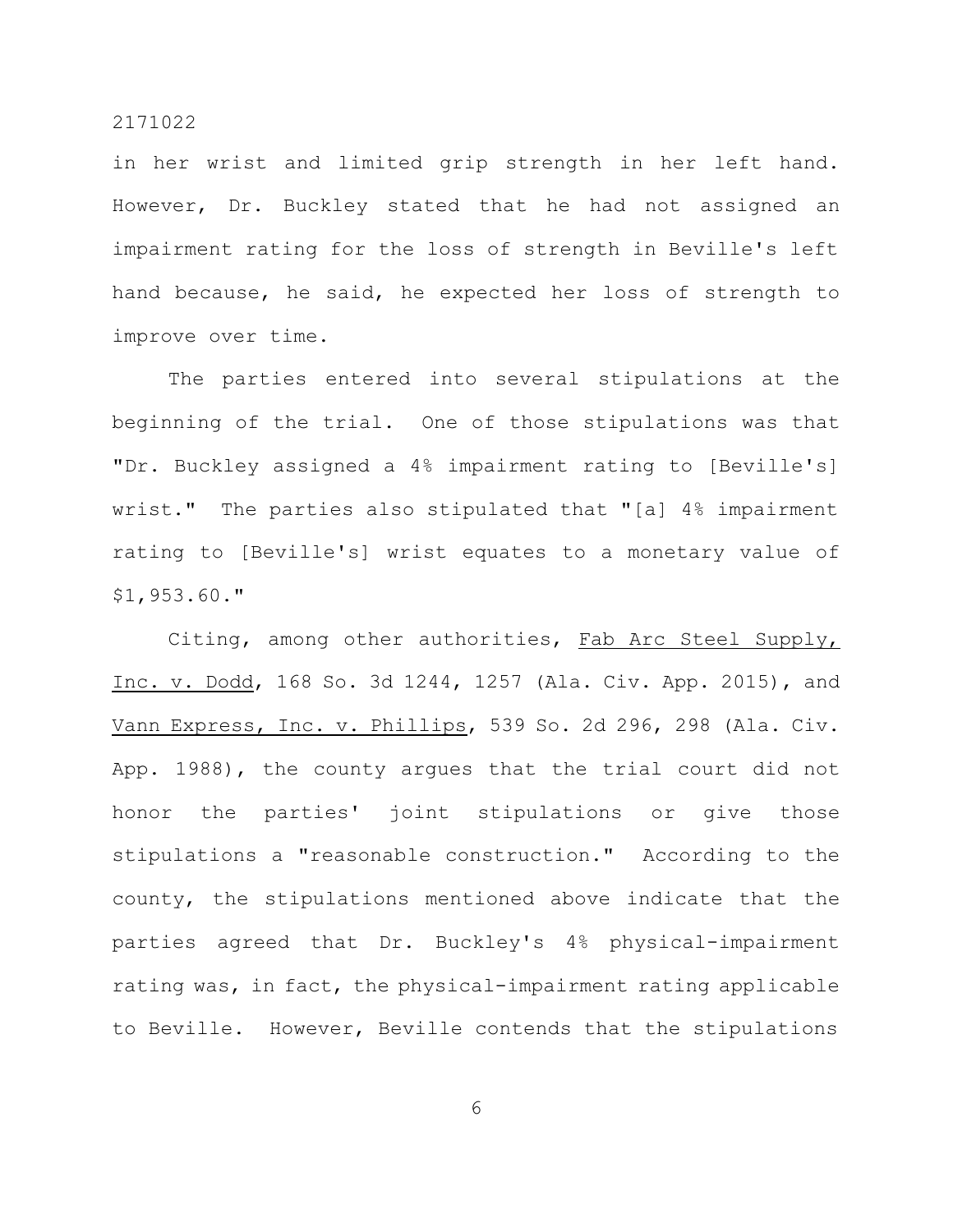in her wrist and limited grip strength in her left hand. However, Dr. Buckley stated that he had not assigned an impairment rating for the loss of strength in Beville's left hand because, he said, he expected her loss of strength to improve over time.

The parties entered into several stipulations at the beginning of the trial. One of those stipulations was that "Dr. Buckley assigned a 4% impairment rating to [Beville's] wrist." The parties also stipulated that "[a] 4% impairment rating to [Beville's] wrist equates to a monetary value of $1,953.60."

Citing, among other authorities, <u>Fab Arc Steel Supply, Inc. v. Dodd</u>, 168 So. 3d 1244, 1257 (Ala. Civ. App. 2015), and <u>Vann Express, Inc. v. Phillips</u>, 539 So. 2d 296, 298 (Ala. Civ. App. 1988), the county argues that the trial court did not honor the parties' joint stipulations or give those stipulations a "reasonable construction." According to the county, the stipulations mentioned above indicate that the parties agreed that Dr. Buckley's 4% physical-impairment rating was, in fact, the physical-impairment rating applicable to Beville. However, Beville contends that the stipulations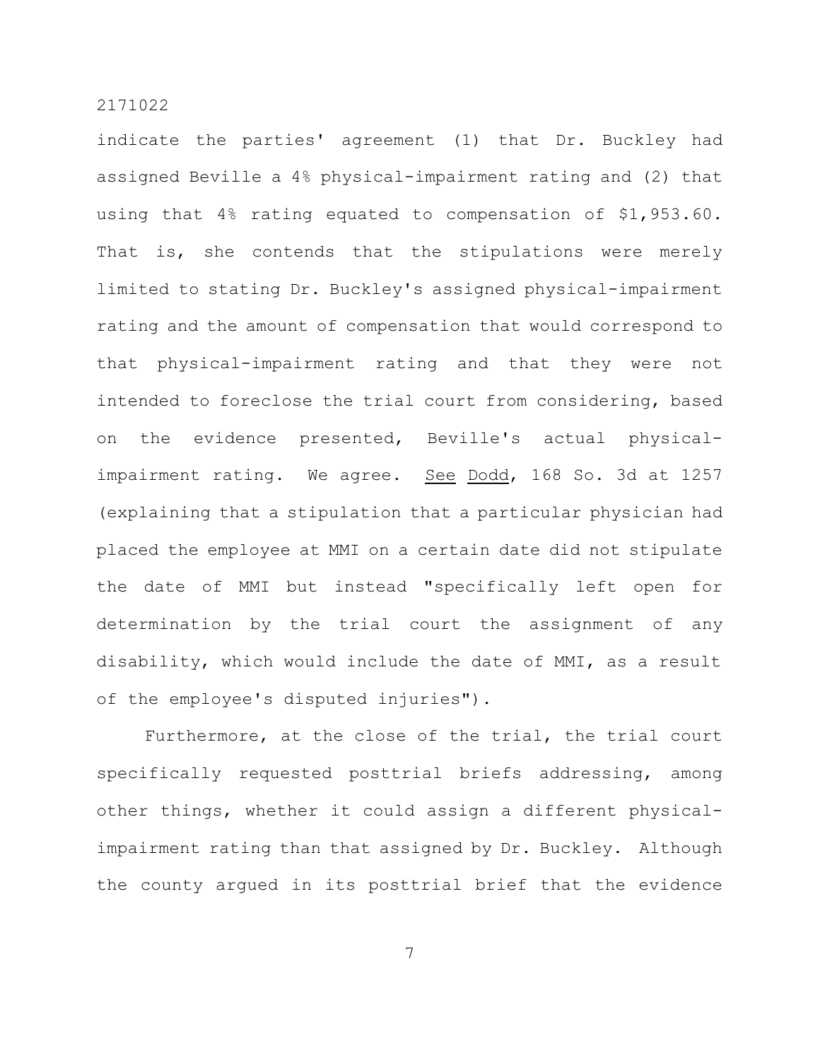indicate the parties' agreement (1) that Dr. Buckley had assigned Beville a 4% physical-impairment rating and (2) that using that 4% rating equated to compensation of $1,953.60. That is, she contends that the stipulations were merely limited to stating Dr. Buckley's assigned physical-impairment rating and the amount of compensation that would correspond to that physical-impairment rating and that they were not intended to foreclose the trial court from considering, based on the evidence presented, Beville's actual physical-impairment rating. We agree. See Dodd, 168 So. 3d at 1257 (explaining that a stipulation that a particular physician had placed the employee at MMI on a certain date did not stipulate the date of MMI but instead "specifically left open for determination by the trial court the assignment of any disability, which would include the date of MMI, as a result of the employee's disputed injuries").

Furthermore, at the close of the trial, the trial court specifically requested posttrial briefs addressing, among other things, whether it could assign a different physical-impairment rating than that assigned by Dr. Buckley. Although the county argued in its posttrial brief that the evidence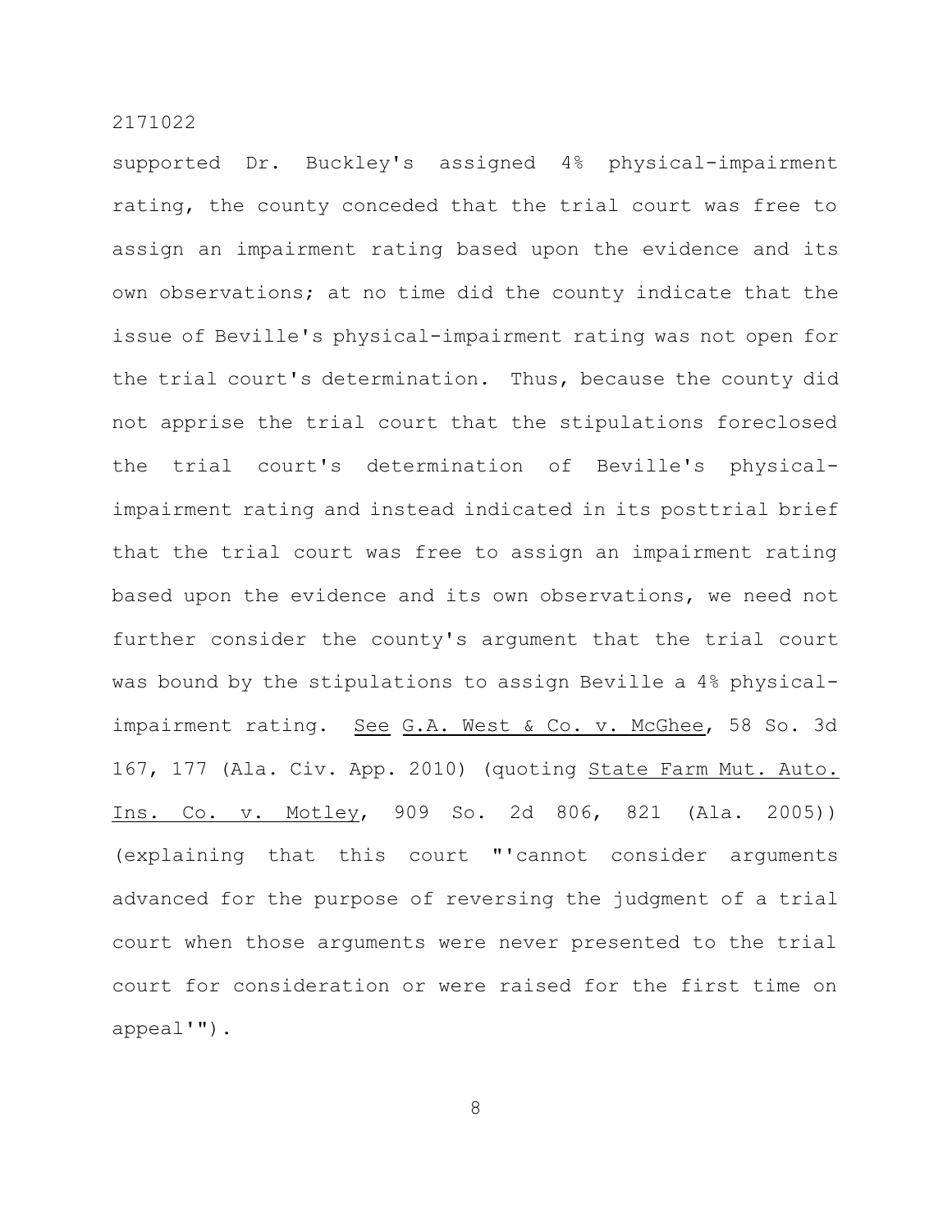supported Dr. Buckley's assigned 4% physical-impairment rating, the county conceded that the trial court was free to assign an impairment rating based upon the evidence and its own observations; at no time did the county indicate that the issue of Beville's physical-impairment rating was not open for the trial court's determination. Thus, because the county did not apprise the trial court that the stipulations foreclosed the trial court's determination of Beville's physical-impairment rating and instead indicated in its posttrial brief that the trial court was free to assign an impairment rating based upon the evidence and its own observations, we need not further consider the county's argument that the trial court was bound by the stipulations to assign Beville a 4% physical-impairment rating. See G.A. West & Co. v. McGhee, 58 So. 3d 167, 177 (Ala. Civ. App. 2010) (quoting State Farm Mut. Auto. Ins. Co. v. Motley, 909 So. 2d 806, 821 (Ala. 2005)) (explaining that this court "'cannot consider arguments advanced for the purpose of reversing the judgment of a trial court when those arguments were never presented to the trial court for consideration or were raised for the first time on appeal'").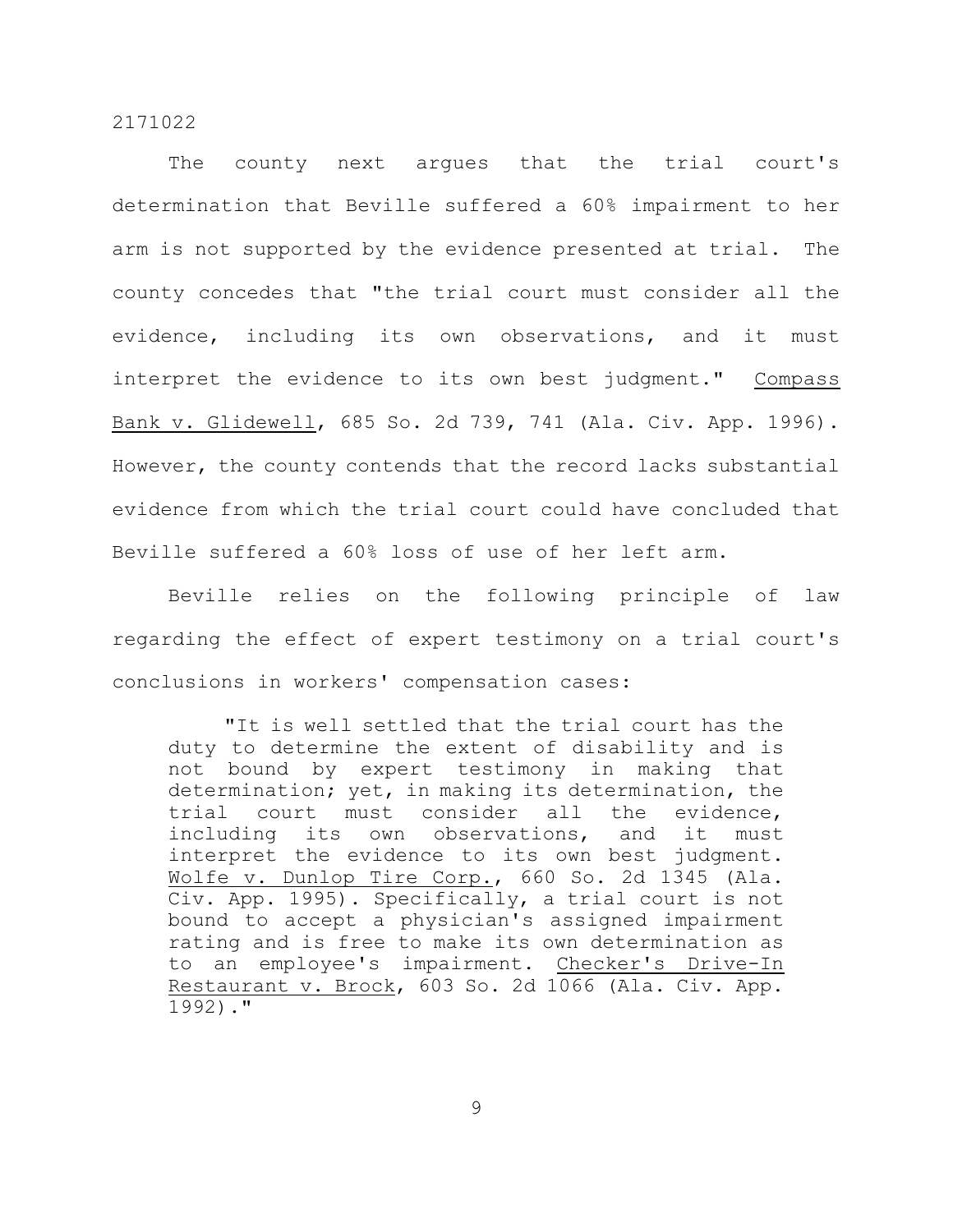The county next argues that the trial court's determination that Beville suffered a 60% impairment to her arm is not supported by the evidence presented at trial. The county concedes that "the trial court must consider all the evidence, including its own observations, and it must interpret the evidence to its own best judgment." Compass Bank v. Glidewell, 685 So. 2d 739, 741 (Ala. Civ. App. 1996). However, the county contends that the record lacks substantial evidence from which the trial court could have concluded that Beville suffered a 60% loss of use of her left arm.

Beville relies on the following principle of law regarding the effect of expert testimony on a trial court's conclusions in workers' compensation cases:

> "It is well settled that the trial court has the duty to determine the extent of disability and is not bound by expert testimony in making that determination; yet, in making its determination, the trial court must consider all the evidence, including its own observations, and it must interpret the evidence to its own best judgment. Wolfe v. Dunlop Tire Corp., 660 So. 2d 1345 (Ala. Civ. App. 1995). Specifically, a trial court is not bound to accept a physician's assigned impairment rating and is free to make its own determination as to an employee's impairment. Checker's Drive-In Restaurant v. Brock, 603 So. 2d 1066 (Ala. Civ. App. 1992)."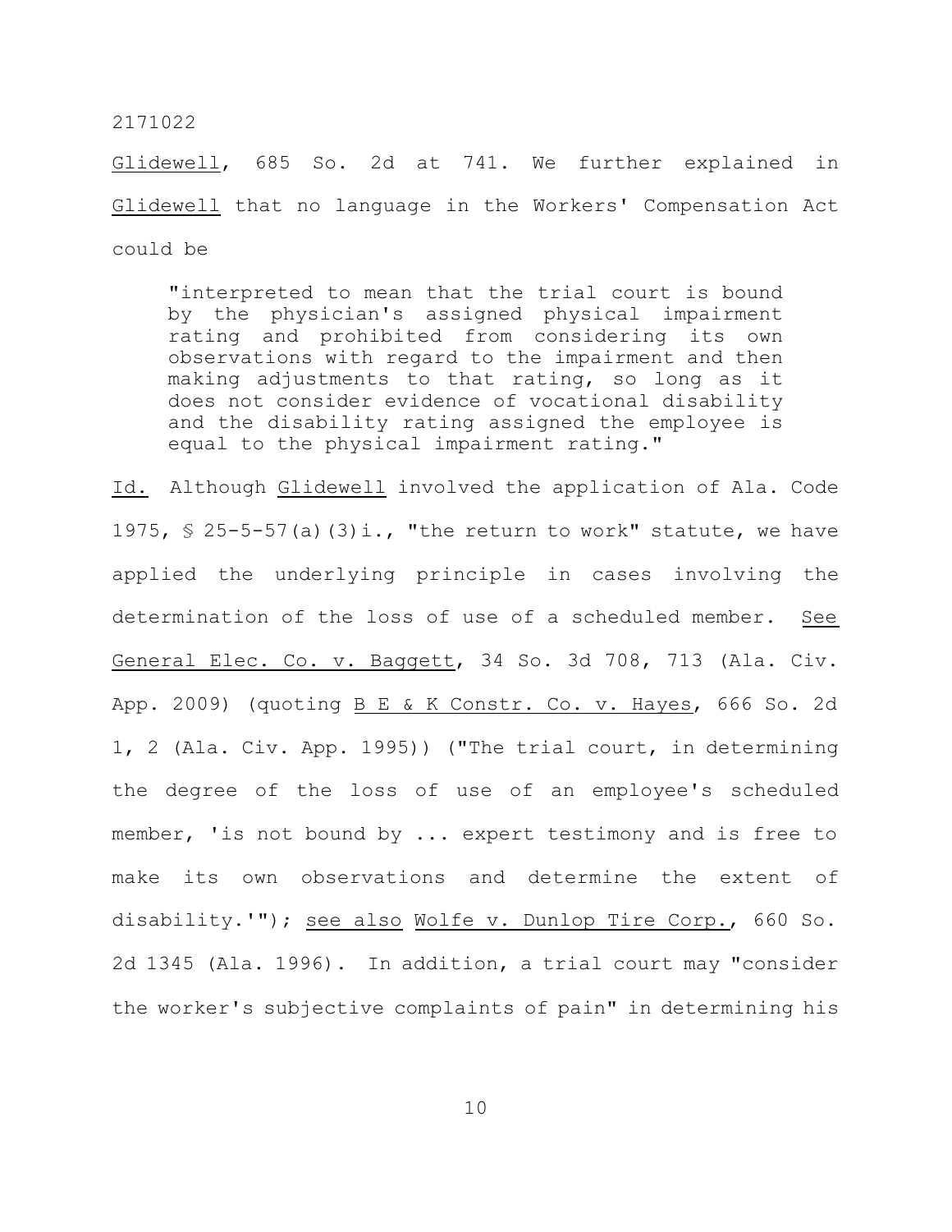Glidewell, 685 So. 2d at 741. We further explained in Glidewell that no language in the Workers' Compensation Act could be

> "interpreted to mean that the trial court is bound by the physician's assigned physical impairment rating and prohibited from considering its own observations with regard to the impairment and then making adjustments to that rating, so long as it does not consider evidence of vocational disability and the disability rating assigned the employee is equal to the physical impairment rating."

Id. Although Glidewell involved the application of Ala. Code 1975, § 25-5-57(a)(3)i., "the return to work" statute, we have applied the underlying principle in cases involving the determination of the loss of use of a scheduled member. See General Elec. Co. v. Baggett, 34 So. 3d 708, 713 (Ala. Civ. App. 2009) (quoting B E & K Constr. Co. v. Hayes, 666 So. 2d 1, 2 (Ala. Civ. App. 1995)) ("The trial court, in determining the degree of the loss of use of an employee's scheduled member, 'is not bound by ... expert testimony and is free to make its own observations and determine the extent of disability.'"); see also Wolfe v. Dunlop Tire Corp., 660 So. 2d 1345 (Ala. 1996). In addition, a trial court may "consider the worker's subjective complaints of pain" in determining his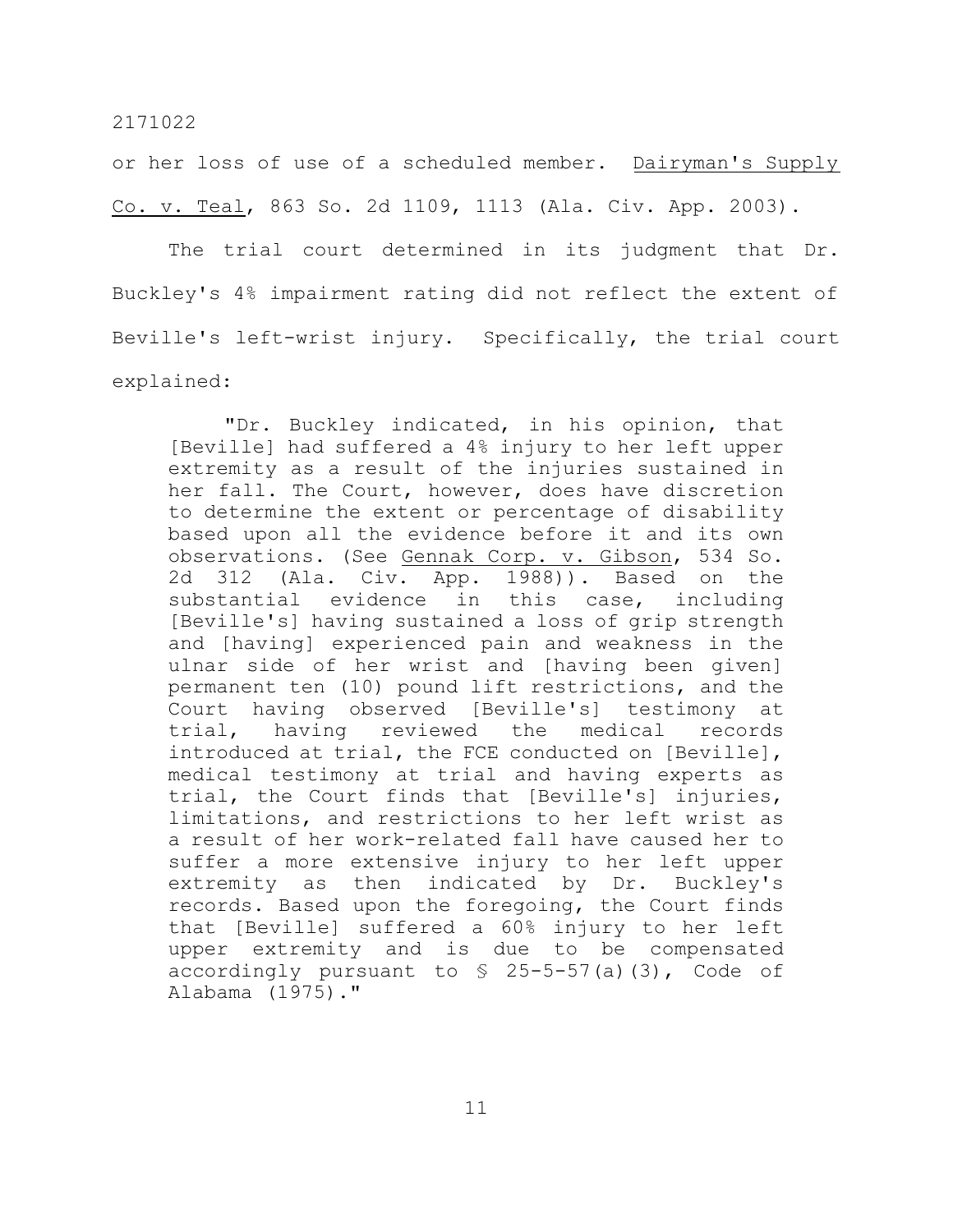or her loss of use of a scheduled member. Dairyman's Supply Co. v. Teal, 863 So. 2d 1109, 1113 (Ala. Civ. App. 2003).

The trial court determined in its judgment that Dr. Buckley's 4% impairment rating did not reflect the extent of Beville's left-wrist injury. Specifically, the trial court explained:

> "Dr. Buckley indicated, in his opinion, that [Beville] had suffered a 4% injury to her left upper extremity as a result of the injuries sustained in her fall. The Court, however, does have discretion to determine the extent or percentage of disability based upon all the evidence before it and its own observations. (See Gennak Corp. v. Gibson, 534 So. 2d 312 (Ala. Civ. App. 1988)). Based on the substantial evidence in this case, including [Beville's] having sustained a loss of grip strength and [having] experienced pain and weakness in the ulnar side of her wrist and [having been given] permanent ten (10) pound lift restrictions, and the Court having observed [Beville's] testimony at trial, having reviewed the medical records introduced at trial, the FCE conducted on [Beville], medical testimony at trial and having experts as trial, the Court finds that [Beville's] injuries, limitations, and restrictions to her left wrist as a result of her work-related fall have caused her to suffer a more extensive injury to her left upper extremity as then indicated by Dr. Buckley's records. Based upon the foregoing, the Court finds that [Beville] suffered a 60% injury to her left upper extremity and is due to be compensated accordingly pursuant to § 25-5-57(a)(3), Code of Alabama (1975)."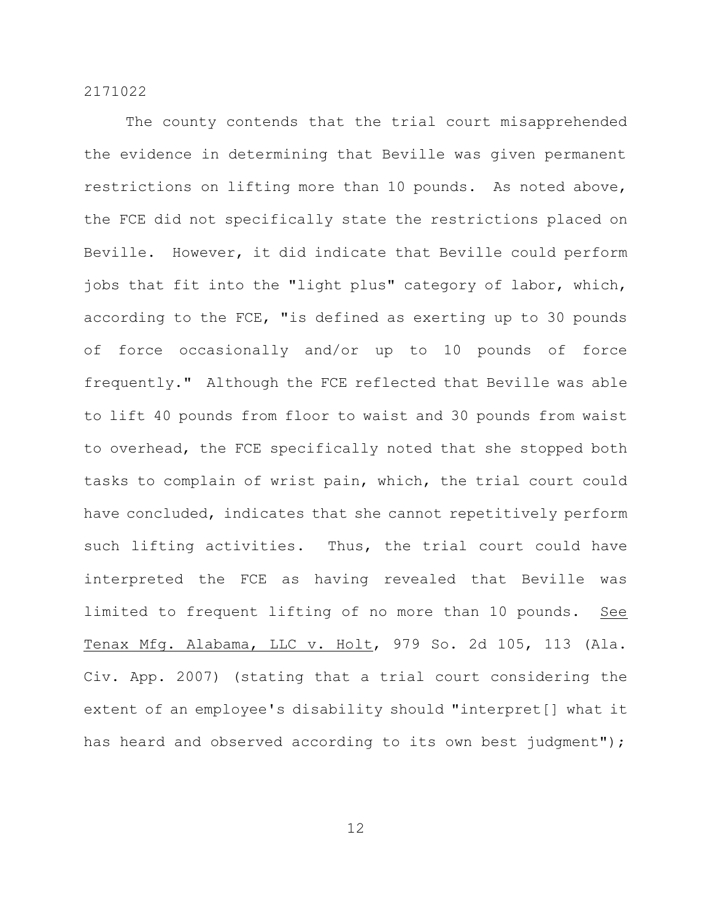The county contends that the trial court misapprehended the evidence in determining that Beville was given permanent restrictions on lifting more than 10 pounds. As noted above, the FCE did not specifically state the restrictions placed on Beville. However, it did indicate that Beville could perform jobs that fit into the "light plus" category of labor, which, according to the FCE, "is defined as exerting up to 30 pounds of force occasionally and/or up to 10 pounds of force frequently." Although the FCE reflected that Beville was able to lift 40 pounds from floor to waist and 30 pounds from waist to overhead, the FCE specifically noted that she stopped both tasks to complain of wrist pain, which, the trial court could have concluded, indicates that she cannot repetitively perform such lifting activities. Thus, the trial court could have interpreted the FCE as having revealed that Beville was limited to frequent lifting of no more than 10 pounds. See Tenax Mfg. Alabama, LLC v. Holt, 979 So. 2d 105, 113 (Ala. Civ. App. 2007) (stating that a trial court considering the extent of an employee's disability should "interpret[] what it has heard and observed according to its own best judgment");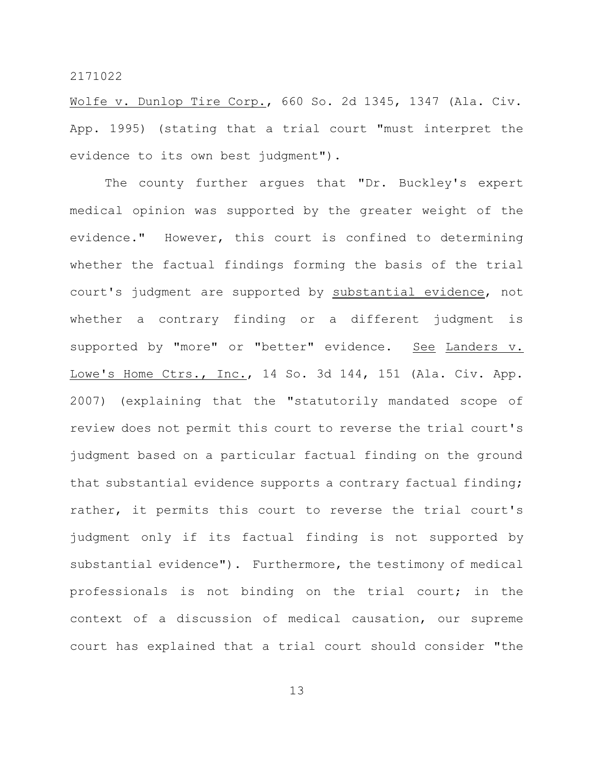Wolfe v. Dunlop Tire Corp., 660 So. 2d 1345, 1347 (Ala. Civ. App. 1995) (stating that a trial court "must interpret the evidence to its own best judgment").

The county further argues that "Dr. Buckley's expert medical opinion was supported by the greater weight of the evidence." However, this court is confined to determining whether the factual findings forming the basis of the trial court's judgment are supported by substantial evidence, not whether a contrary finding or a different judgment is supported by "more" or "better" evidence. See Landers v. Lowe's Home Ctrs., Inc., 14 So. 3d 144, 151 (Ala. Civ. App. 2007) (explaining that the "statutorily mandated scope of review does not permit this court to reverse the trial court's judgment based on a particular factual finding on the ground that substantial evidence supports a contrary factual finding; rather, it permits this court to reverse the trial court's judgment only if its factual finding is not supported by substantial evidence"). Furthermore, the testimony of medical professionals is not binding on the trial court; in the context of a discussion of medical causation, our supreme court has explained that a trial court should consider "the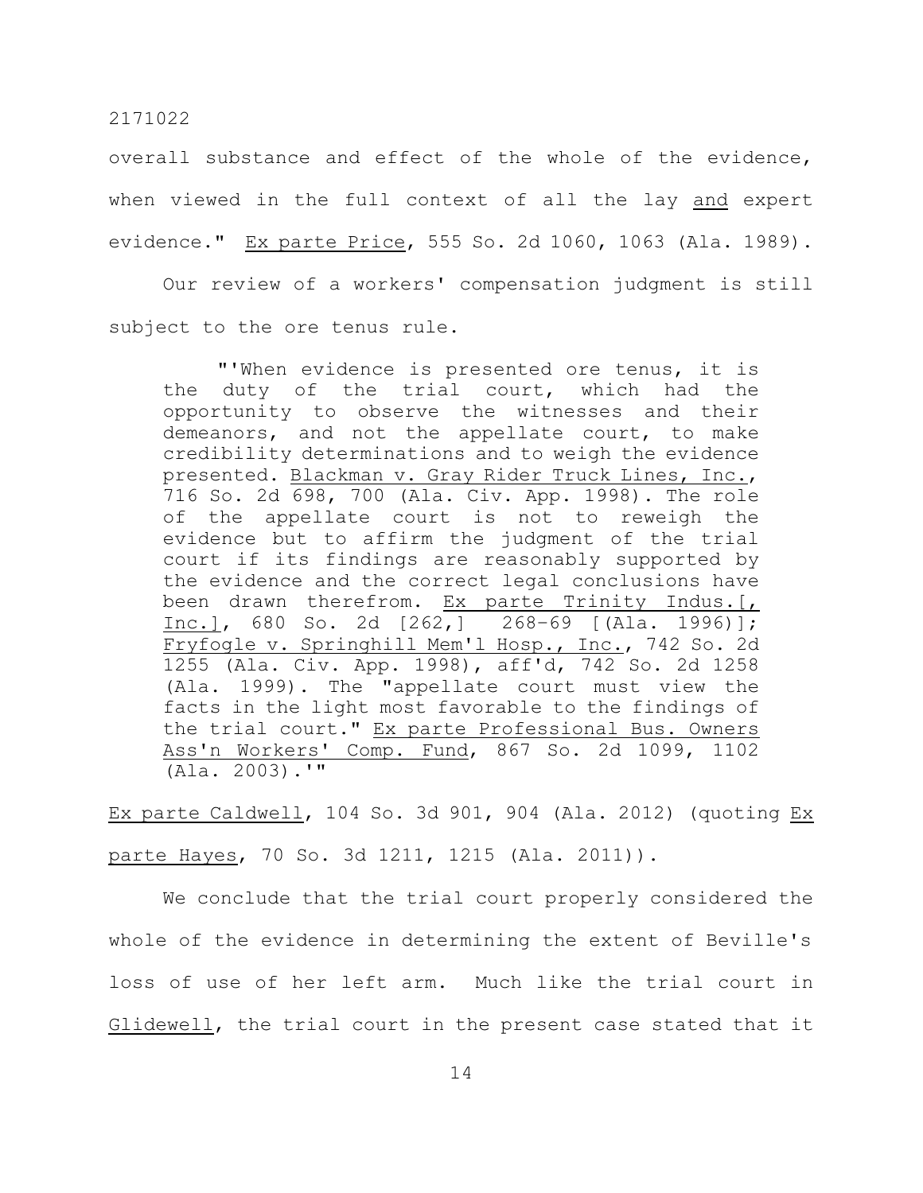overall substance and effect of the whole of the evidence, when viewed in the full context of all the lay _and_ expert evidence." _Ex parte Price_, 555 So. 2d 1060, 1063 (Ala. 1989).

Our review of a workers' compensation judgment is still subject to the ore tenus rule.

> "'When evidence is presented ore tenus, it is the duty of the trial court, which had the opportunity to observe the witnesses and their demeanors, and not the appellate court, to make credibility determinations and to weigh the evidence presented. _Blackman v. Gray Rider Truck Lines, Inc._, 716 So. 2d 698, 700 (Ala. Civ. App. 1998). The role of the appellate court is not to reweigh the evidence but to affirm the judgment of the trial court if its findings are reasonably supported by the evidence and the correct legal conclusions have been drawn therefrom. _Ex parte Trinity Indus.[, Inc.]_, 680 So. 2d [262,] 268-69 [(Ala. 1996)]; _Fryfogle v. Springhill Mem'l Hosp., Inc._, 742 So. 2d 1255 (Ala. Civ. App. 1998), aff'd, 742 So. 2d 1258 (Ala. 1999). The "appellate court must view the facts in the light most favorable to the findings of the trial court." _Ex parte Professional Bus. Owners Ass'n Workers' Comp. Fund_, 867 So. 2d 1099, 1102 (Ala. 2003).'"

_Ex parte Caldwell_, 104 So. 3d 901, 904 (Ala. 2012) (quoting _Ex parte Hayes_, 70 So. 3d 1211, 1215 (Ala. 2011)).

We conclude that the trial court properly considered the whole of the evidence in determining the extent of Beville's loss of use of her left arm. Much like the trial court in _Glidewell_, the trial court in the present case stated that it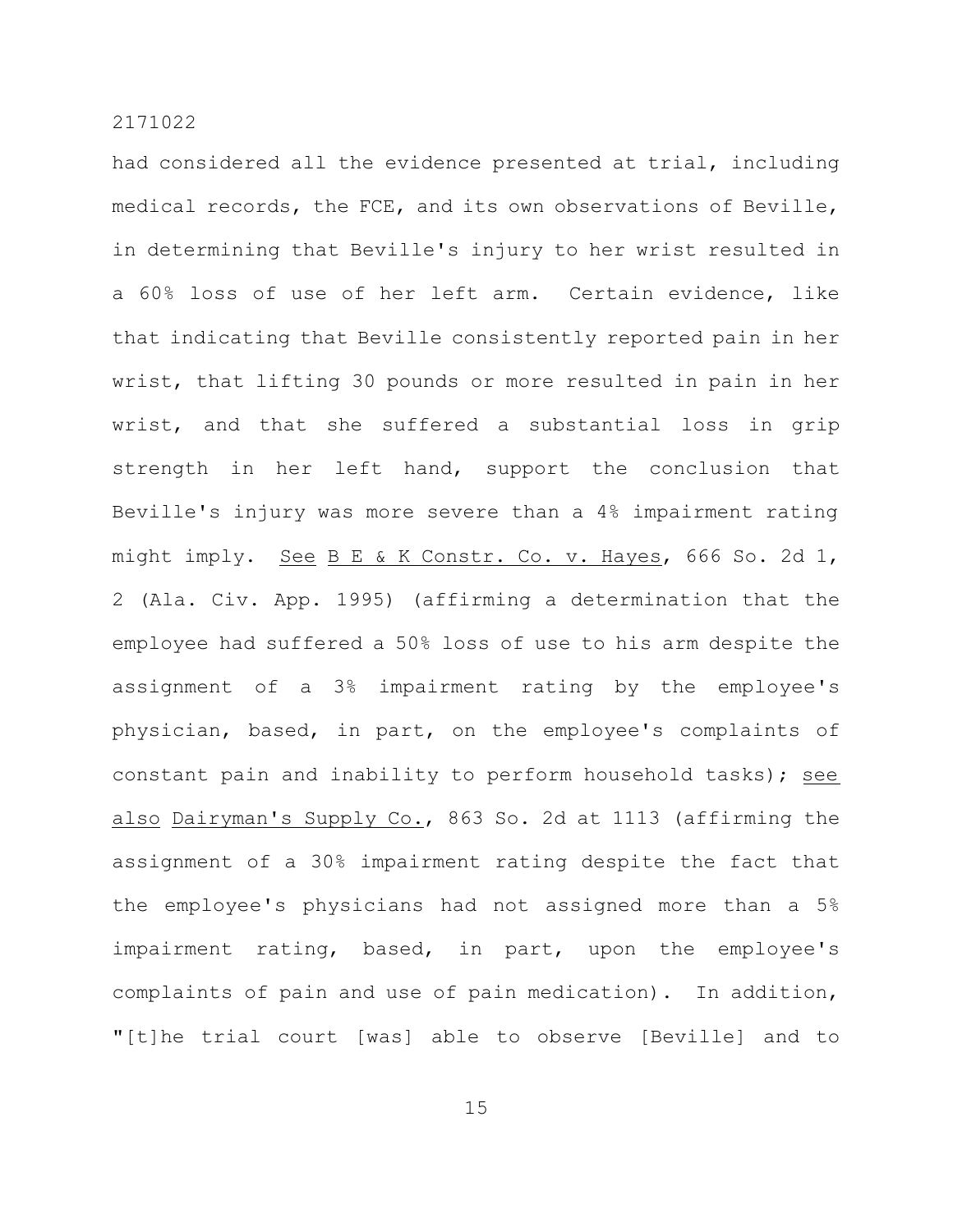had considered all the evidence presented at trial, including medical records, the FCE, and its own observations of Beville, in determining that Beville's injury to her wrist resulted in a 60% loss of use of her left arm. Certain evidence, like that indicating that Beville consistently reported pain in her wrist, that lifting 30 pounds or more resulted in pain in her wrist, and that she suffered a substantial loss in grip strength in her left hand, support the conclusion that Beville's injury was more severe than a 4% impairment rating might imply. See B E & K Constr. Co. v. Hayes, 666 So. 2d 1, 2 (Ala. Civ. App. 1995) (affirming a determination that the employee had suffered a 50% loss of use to his arm despite the assignment of a 3% impairment rating by the employee's physician, based, in part, on the employee's complaints of constant pain and inability to perform household tasks); see also Dairyman's Supply Co., 863 So. 2d at 1113 (affirming the assignment of a 30% impairment rating despite the fact that the employee's physicians had not assigned more than a 5% impairment rating, based, in part, upon the employee's complaints of pain and use of pain medication). In addition, "[t]he trial court [was] able to observe [Beville] and to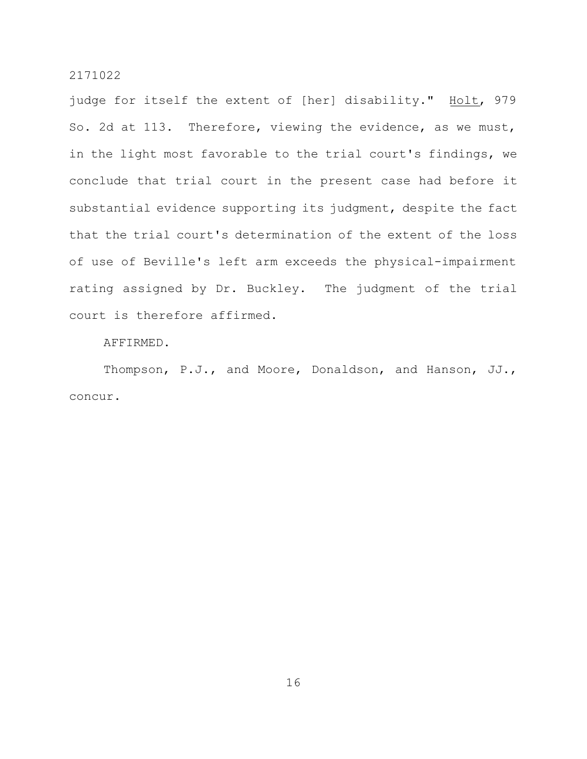judge for itself the extent of [her] disability." Holt, 979 So. 2d at 113. Therefore, viewing the evidence, as we must, in the light most favorable to the trial court's findings, we conclude that trial court in the present case had before it substantial evidence supporting its judgment, despite the fact that the trial court's determination of the extent of the loss of use of Beville's left arm exceeds the physical-impairment rating assigned by Dr. Buckley. The judgment of the trial court is therefore affirmed.

AFFIRMED.

Thompson, P.J., and Moore, Donaldson, and Hanson, JJ., concur.